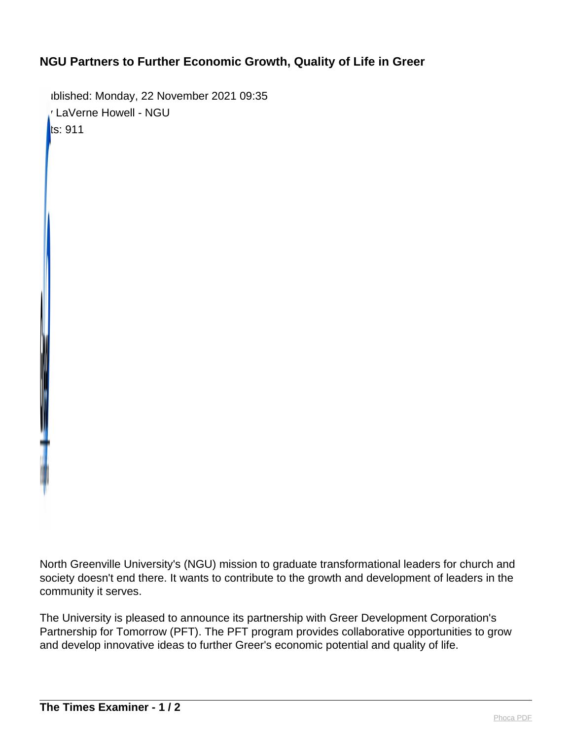# NGU Partners to Further Economic Growth, Quality of Life in Greer

ıblished: Monday, 22 November 2021 09:35
' LaVerne Howell - NGU
ts: 911

North Greenville University's (NGU) mission to graduate transformational leaders for church and society doesn't end there. It wants to contribute to the growth and development of leaders in the community it serves.

The University is pleased to announce its partnership with Greer Development Corporation's Partnership for Tomorrow (PFT). The PFT program provides collaborative opportunities to grow and develop innovative ideas to further Greer's economic potential and quality of life.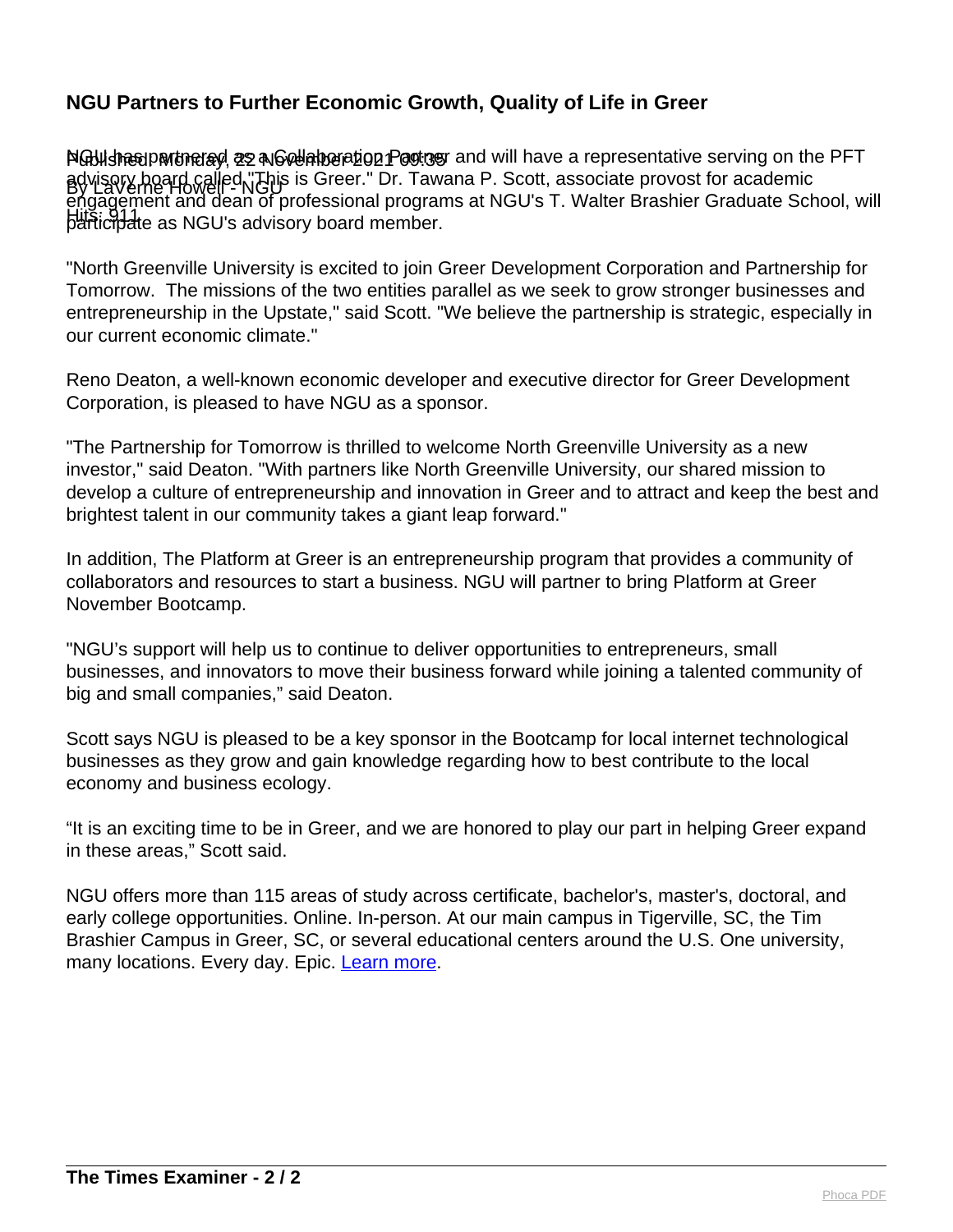## NGU Partners to Further Economic Growth, Quality of Life in Greer

Published: Monday, 22 November 2021 09:35
By Laverne Howell - NGU
Hits: 911

NGU has partnered as a Collaboration Partner and will have a representative serving on the PFT advisory board called "This is Greer." Dr. Tawana P. Scott, associate provost for academic engagement and dean of professional programs at NGU's T. Walter Brashier Graduate School, will participate as NGU's advisory board member.

"North Greenville University is excited to join Greer Development Corporation and Partnership for Tomorrow. The missions of the two entities parallel as we seek to grow stronger businesses and entrepreneurship in the Upstate," said Scott. "We believe the partnership is strategic, especially in our current economic climate."

Reno Deaton, a well-known economic developer and executive director for Greer Development Corporation, is pleased to have NGU as a sponsor.

"The Partnership for Tomorrow is thrilled to welcome North Greenville University as a new investor," said Deaton. "With partners like North Greenville University, our shared mission to develop a culture of entrepreneurship and innovation in Greer and to attract and keep the best and brightest talent in our community takes a giant leap forward."

In addition, The Platform at Greer is an entrepreneurship program that provides a community of collaborators and resources to start a business. NGU will partner to bring Platform at Greer November Bootcamp.

"NGU's support will help us to continue to deliver opportunities to entrepreneurs, small businesses, and innovators to move their business forward while joining a talented community of big and small companies," said Deaton.

Scott says NGU is pleased to be a key sponsor in the Bootcamp for local internet technological businesses as they grow and gain knowledge regarding how to best contribute to the local economy and business ecology.

"It is an exciting time to be in Greer, and we are honored to play our part in helping Greer expand in these areas," Scott said.

NGU offers more than 115 areas of study across certificate, bachelor's, master's, doctoral, and early college opportunities. Online. In-person. At our main campus in Tigerville, SC, the Tim Brashier Campus in Greer, SC, or several educational centers around the U.S. One university, many locations. Every day. Epic. Learn more.